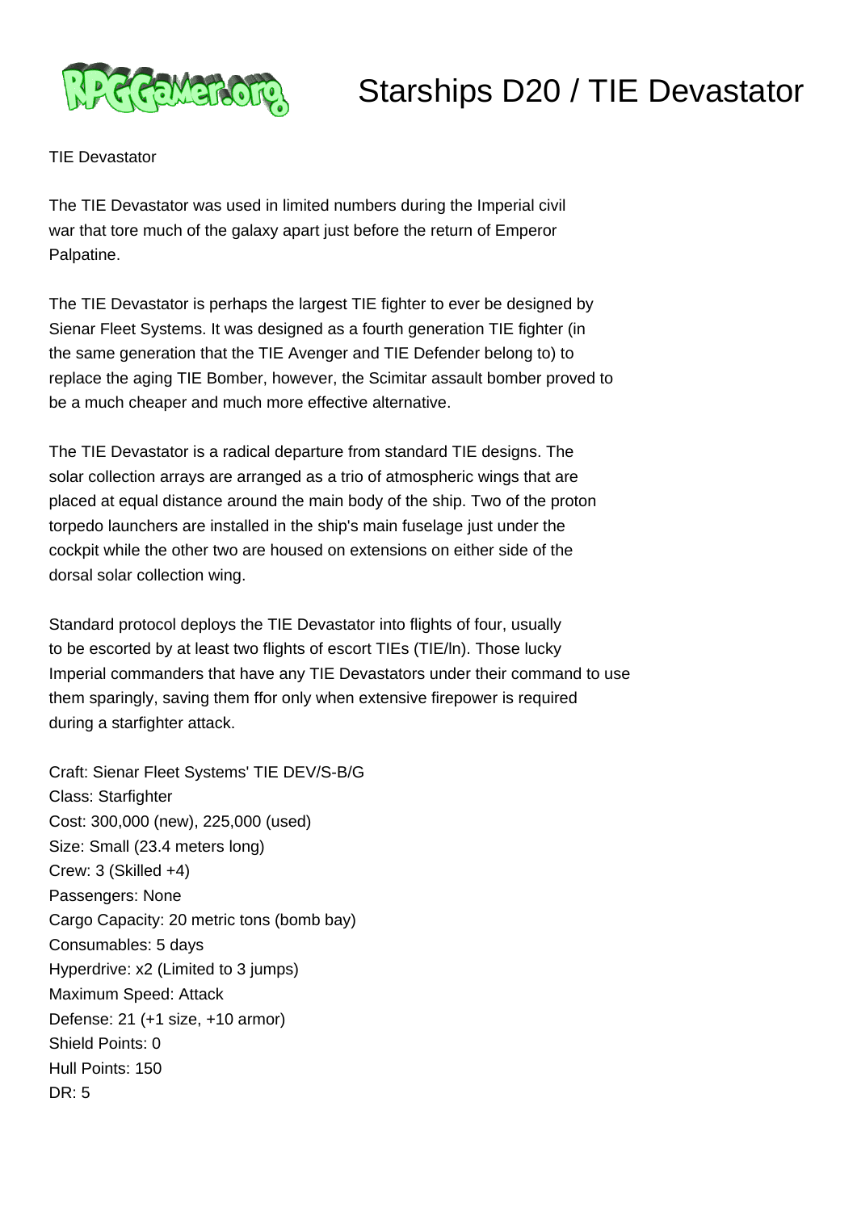# Starships D20 / TIE Devastator

TIE Devastator

The TIE Devastator was used in limited numbers during the Imperial civil war that tore much of the galaxy apart just before the return of Emperor Palpatine.

The TIE Devastator is perhaps the largest TIE fighter to ever be designed by Sienar Fleet Systems. It was designed as a fourth generation TIE fighter (in the same generation that the TIE Avenger and TIE Defender belong to) to replace the aging TIE Bomber, however, the Scimitar assault bomber proved to be a much cheaper and much more effective alternative.

The TIE Devastator is a radical departure from standard TIE designs. The solar collection arrays are arranged as a trio of atmospheric wings that are placed at equal distance around the main body of the ship. Two of the proton torpedo launchers are installed in the ship's main fuselage just under the cockpit while the other two are housed on extensions on either side of the dorsal solar collection wing.

Standard protocol deploys the TIE Devastator into flights of four, usually to be escorted by at least two flights of escort TIEs (TIE/ln). Those lucky Imperial commanders that have any TIE Devastators under their command to use them sparingly, saving them ffor only when extensive firepower is required during a starfighter attack.

Craft: Sienar Fleet Systems' TIE DEV/S-B/G
Class: Starfighter
Cost: 300,000 (new), 225,000 (used)
Size: Small (23.4 meters long)
Crew: 3 (Skilled +4)
Passengers: None
Cargo Capacity: 20 metric tons (bomb bay)
Consumables: 5 days
Hyperdrive: x2 (Limited to 3 jumps)
Maximum Speed: Attack
Defense: 21 (+1 size, +10 armor)
Shield Points: 0
Hull Points: 150
DR: 5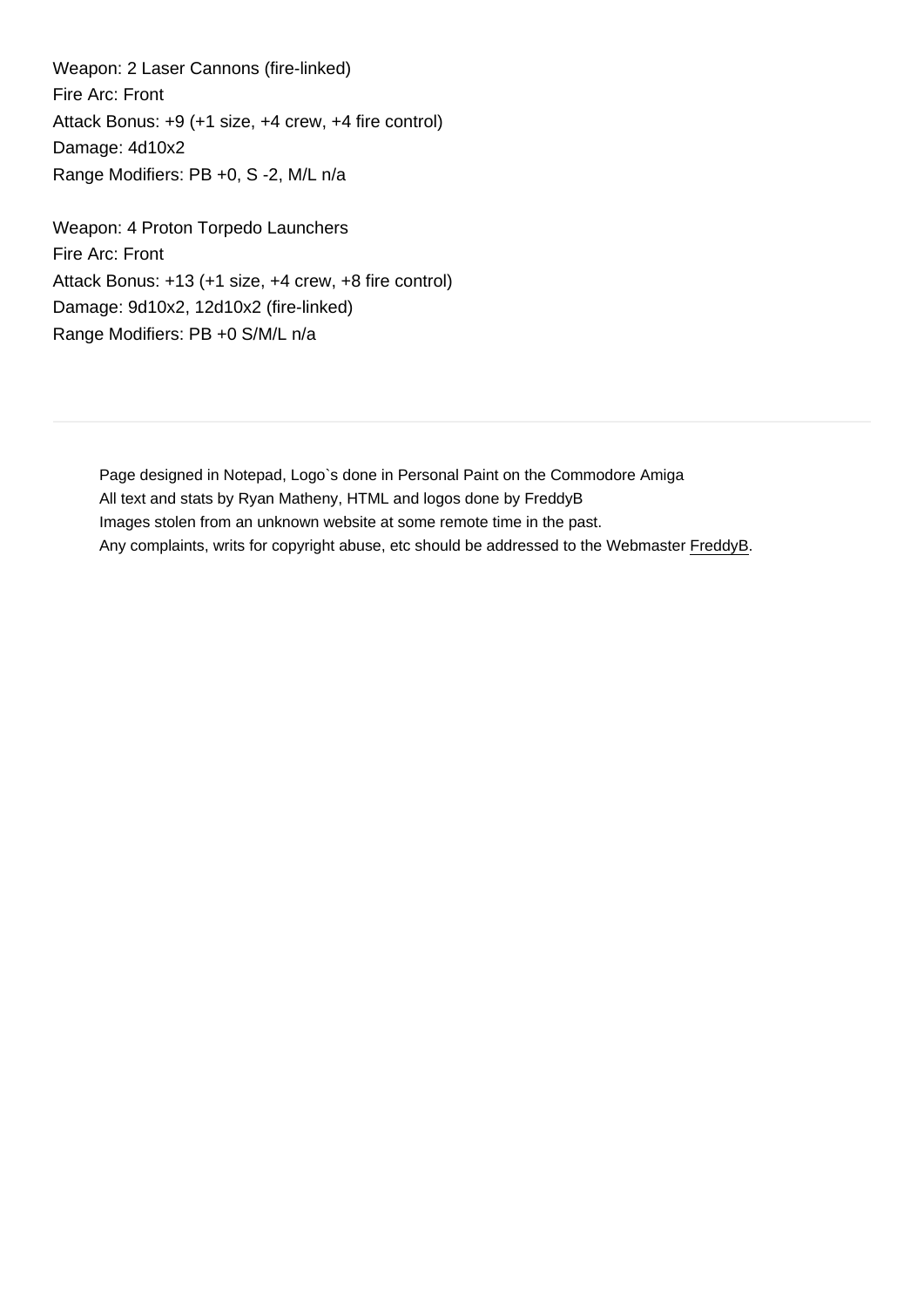Weapon: 2 Laser Cannons (fire-linked)
Fire Arc: Front
Attack Bonus: +9 (+1 size, +4 crew, +4 fire control)
Damage: 4d10x2
Range Modifiers: PB +0, S -2, M/L n/a

Weapon: 4 Proton Torpedo Launchers
Fire Arc: Front
Attack Bonus: +13 (+1 size, +4 crew, +8 fire control)
Damage: 9d10x2, 12d10x2 (fire-linked)
Range Modifiers: PB +0 S/M/L n/a

---

Page designed in Notepad, Logo`s done in Personal Paint on the Commodore Amiga
All text and stats by Ryan Matheny, HTML and logos done by FreddyB
Images stolen from an unknown website at some remote time in the past.
Any complaints, writs for copyright abuse, etc should be addressed to the Webmaster FreddyB.